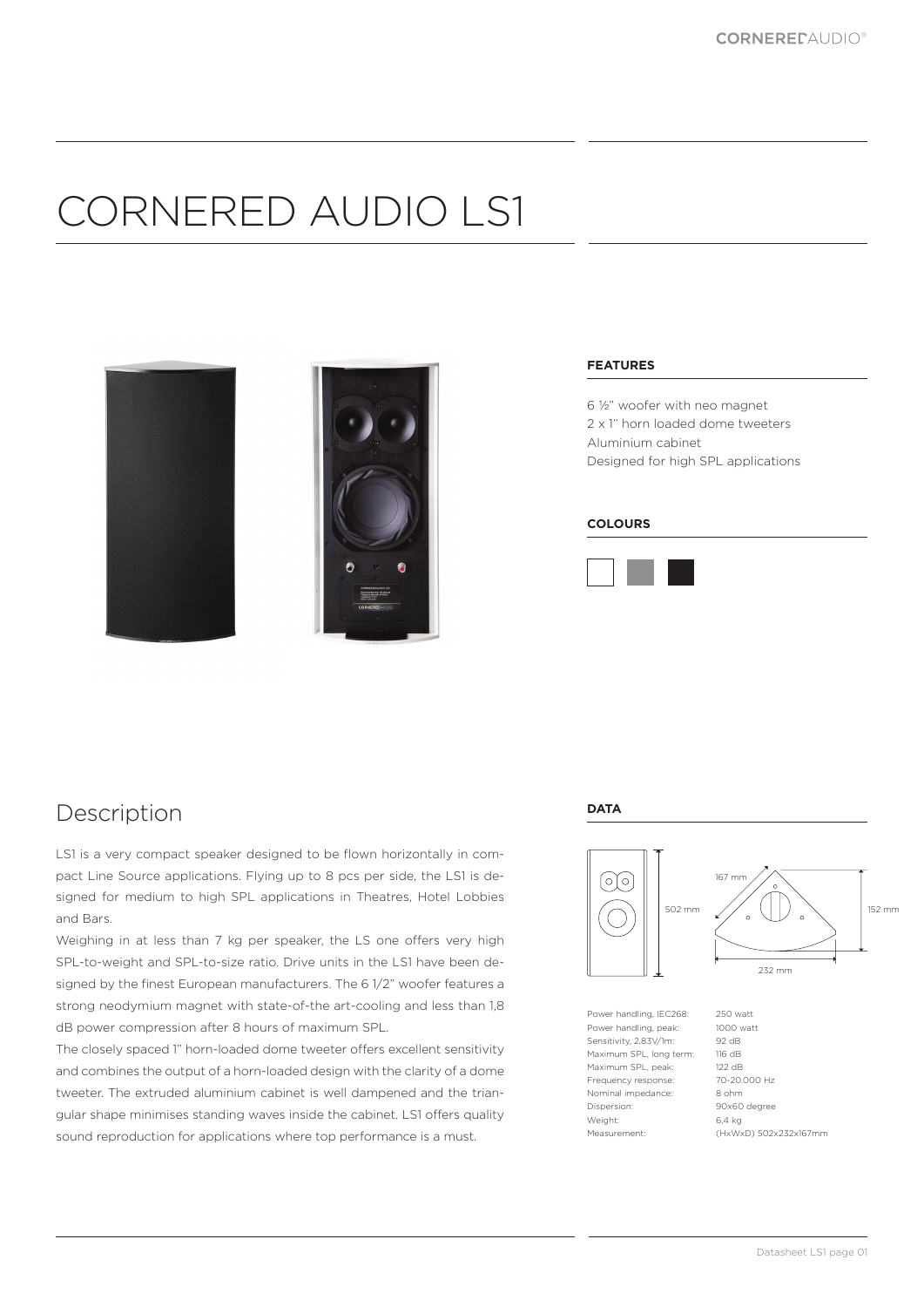# CORNERED AUDIO LS1

### FEATURES

6 ½" woofer with neo magnet
2 x 1" horn loaded dome tweeters
Aluminium cabinet
Designed for high SPL applications

### COLOURS

## Description

LS1 is a very compact speaker designed to be flown horizontally in compact Line Source applications. Flying up to 8 pcs per side, the LS1 is designed for medium to high SPL applications in Theatres, Hotel Lobbies and Bars.

Weighing in at less than 7 kg per speaker, the LS one offers very high SPL-to-weight and SPL-to-size ratio. Drive units in the LS1 have been designed by the finest European manufacturers. The 6 1/2" woofer features a strong neodymium magnet with state-of-the-art-cooling and less than 1,8 dB power compression after 8 hours of maximum SPL.

The closely spaced 1" horn-loaded dome tweeter offers excellent sensitivity and combines the output of a horn-loaded design with the clarity of a dome tweeter. The extruded aluminium cabinet is well dampened and the triangular shape minimises standing waves inside the cabinet. LS1 offers quality sound reproduction for applications where top performance is a must.

### DATA

502 mm
167 mm
152 mm
232 mm

| | |
|---|---|
| Power handling, IEC268: | 250 watt |
| Power handling, peak: | 1000 watt |
| Sensitivity, 2,83V/1m: | 92 dB |
| Maximum SPL, long term: | 116 dB |
| Maximum SPL, peak: | 122 dB |
| Frequency response: | 70-20.000 Hz |
| Nominal impedance: | 8 ohm |
| Dispersion: | 90x60 degree |
| Weight: | 6,4 kg |
| Measurement: | (HxWxD) 502x232x167mm |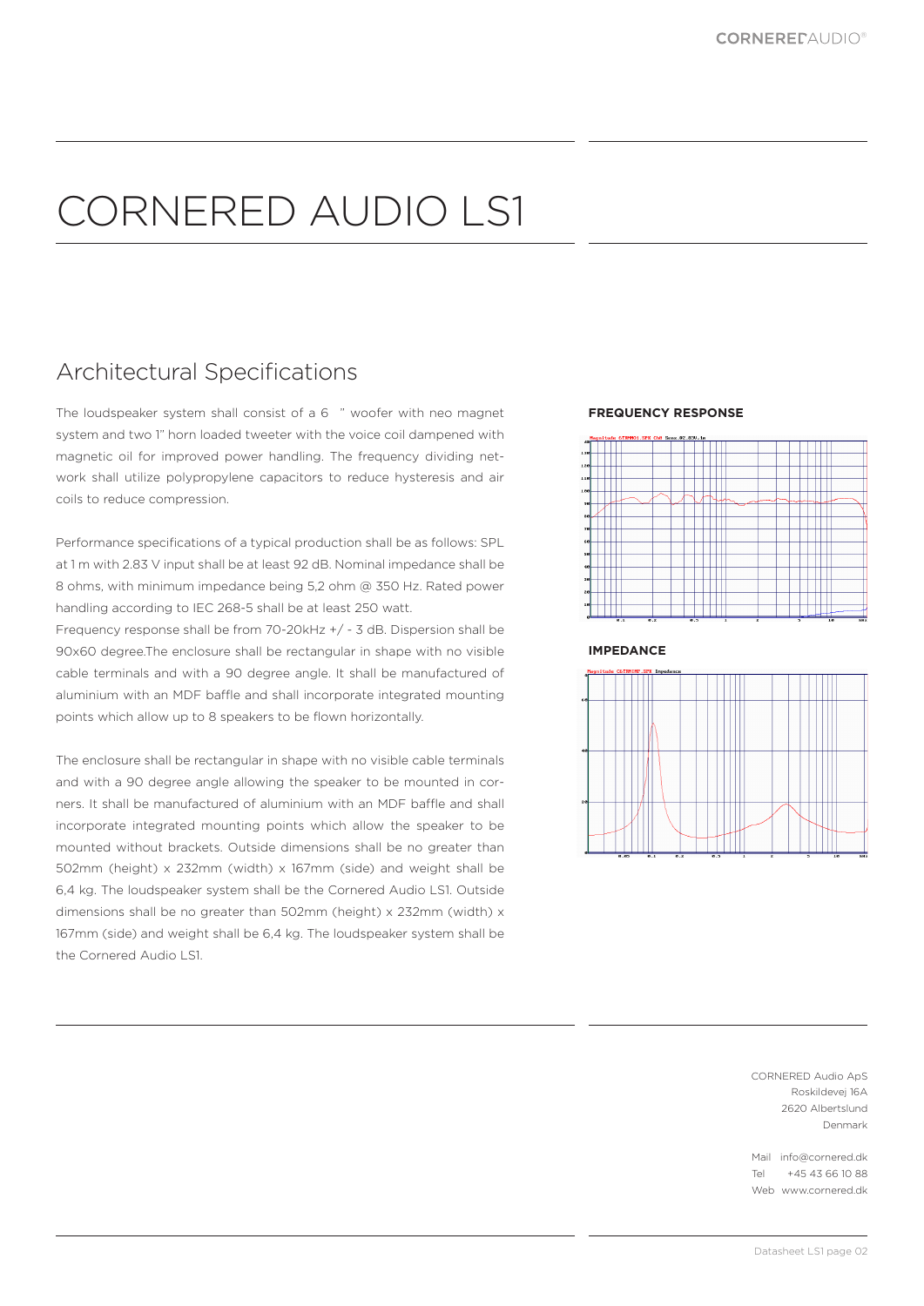# CORNERED AUDIO LS1

## Architectural Specifications

The loudspeaker system shall consist of a 6 " woofer with neo magnet system and two 1" horn loaded tweeter with the voice coil dampened with magnetic oil for improved power handling. The frequency dividing network shall utilize polypropylene capacitors to reduce hysteresis and air coils to reduce compression.

Performance specifications of a typical production shall be as follows: SPL at 1 m with 2.83 V input shall be at least 92 dB. Nominal impedance shall be 8 ohms, with minimum impedance being 5,2 ohm @ 350 Hz. Rated power handling according to IEC 268-5 shall be at least 250 watt.
Frequency response shall be from 70-20kHz +/ - 3 dB. Dispersion shall be 90x60 degree.The enclosure shall be rectangular in shape with no visible cable terminals and with a 90 degree angle. It shall be manufactured of aluminium with an MDF baffle and shall incorporate integrated mounting points which allow up to 8 speakers to be flown horizontally.

The enclosure shall be rectangular in shape with no visible cable terminals and with a 90 degree angle allowing the speaker to be mounted in corners. It shall be manufactured of aluminium with an MDF baffle and shall incorporate integrated mounting points which allow the speaker to be mounted without brackets. Outside dimensions shall be no greater than 502mm (height) x 232mm (width) x 167mm (side) and weight shall be 6,4 kg. The loudspeaker system shall be the Cornered Audio LS1. Outside dimensions shall be no greater than 502mm (height) x 232mm (width) x 167mm (side) and weight shall be 6,4 kg. The loudspeaker system shall be the Cornered Audio LS1.

**FREQUENCY RESPONSE**

**IMPEDANCE**

CORNERED Audio ApS
Roskildevej 16A
2620 Albertslund
Denmark

Mail info@cornered.dk
Tel +45 43 66 10 88
Web www.cornered.dk